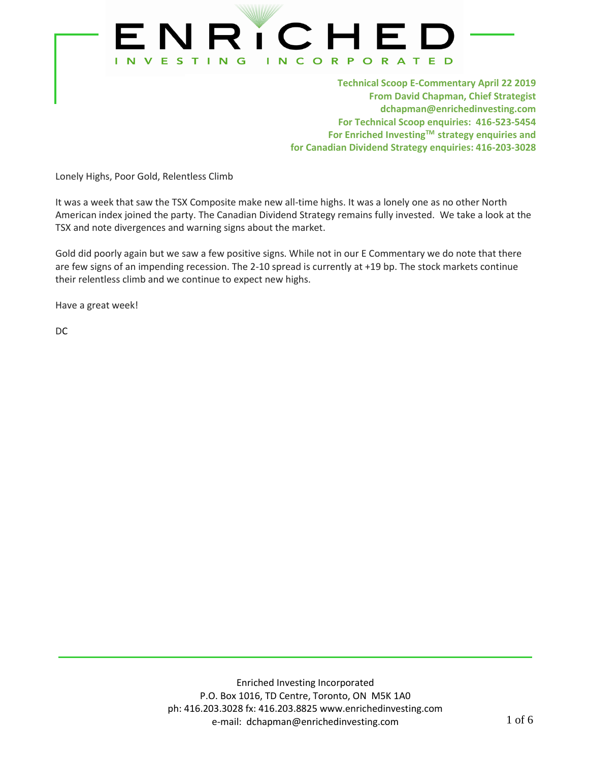# ENRICHED INVESTING INCORPORATED

**Technical Scoop E-Commentary April 22 2019**
**From David Chapman, Chief Strategist**
**dchapman@enrichedinvesting.com**
**For Technical Scoop enquiries: 416-523-5454**
**For Enriched Investing™ strategy enquiries and for Canadian Dividend Strategy enquiries: 416-203-3028**

Lonely Highs, Poor Gold, Relentless Climb

It was a week that saw the TSX Composite make new all-time highs. It was a lonely one as no other North American index joined the party. The Canadian Dividend Strategy remains fully invested. We take a look at the TSX and note divergences and warning signs about the market.

Gold did poorly again but we saw a few positive signs. While not in our E Commentary we do note that there are few signs of an impending recession. The 2-10 spread is currently at +19 bp. The stock markets continue their relentless climb and we continue to expect new highs.

Have a great week!

DC

Enriched Investing Incorporated
P.O. Box 1016, TD Centre, Toronto, ON M5K 1A0
ph: 416.203.3028 fx: 416.203.8825 www.enrichedinvesting.com
e-mail: dchapman@enrichedinvesting.com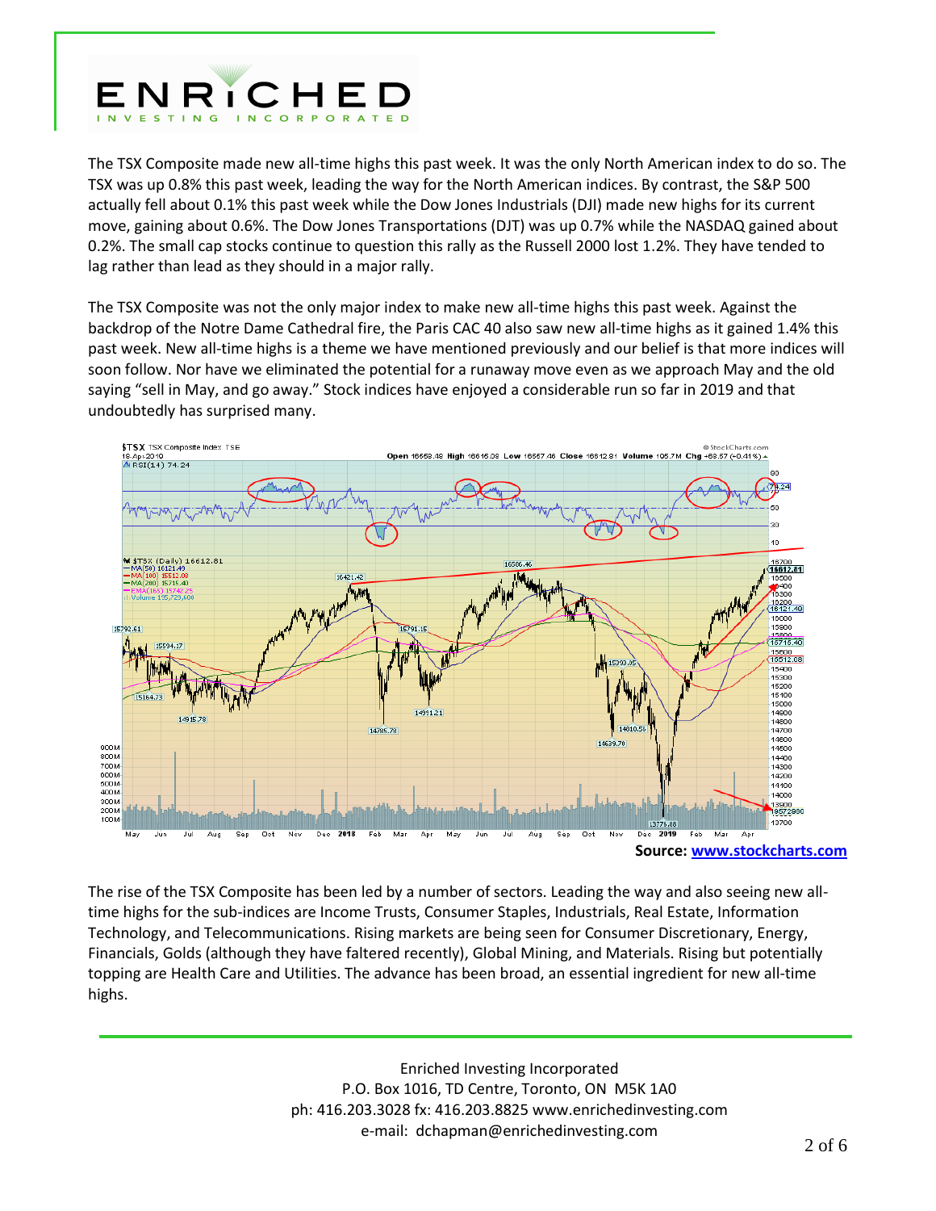The TSX Composite made new all-time highs this past week. It was the only North American index to do so. The TSX was up 0.8% this past week, leading the way for the North American indices. By contrast, the S&P 500 actually fell about 0.1% this past week while the Dow Jones Industrials (DJI) made new highs for its current move, gaining about 0.6%. The Dow Jones Transportations (DJT) was up 0.7% while the NASDAQ gained about 0.2%. The small cap stocks continue to question this rally as the Russell 2000 lost 1.2%. They have tended to lag rather than lead as they should in a major rally.

The TSX Composite was not the only major index to make new all-time highs this past week. Against the backdrop of the Notre Dame Cathedral fire, the Paris CAC 40 also saw new all-time highs as it gained 1.4% this past week. New all-time highs is a theme we have mentioned previously and our belief is that more indices will soon follow. Nor have we eliminated the potential for a runaway move even as we approach May and the old saying "sell in May, and go away." Stock indices have enjoyed a considerable run so far in 2019 and that undoubtedly has surprised many.

**Source: [www.stockcharts.com](www.stockcharts.com)**

The rise of the TSX Composite has been led by a number of sectors. Leading the way and also seeing new all-time highs for the sub-indices are Income Trusts, Consumer Staples, Industrials, Real Estate, Information Technology, and Telecommunications. Rising markets are being seen for Consumer Discretionary, Energy, Financials, Golds (although they have faltered recently), Global Mining, and Materials. Rising but potentially topping are Health Care and Utilities. The advance has been broad, an essential ingredient for new all-time highs.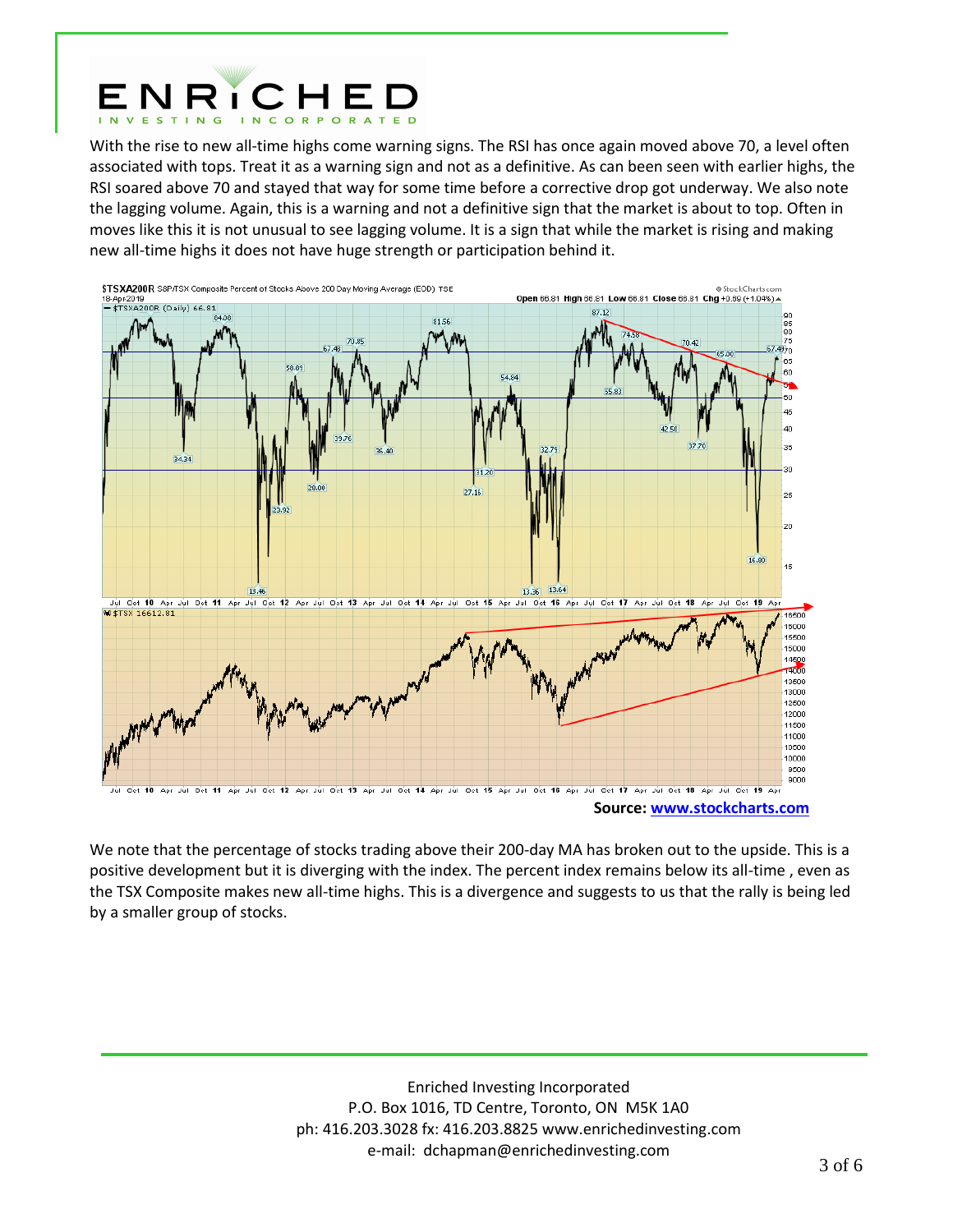With the rise to new all-time highs come warning signs. The RSI has once again moved above 70, a level often associated with tops. Treat it as a warning sign and not as a definitive. As can been seen with earlier highs, the RSI soared above 70 and stayed that way for some time before a corrective drop got underway. We also note the lagging volume. Again, this is a warning and not a definitive sign that the market is about to top. Often in moves like this it is not unusual to see lagging volume. It is a sign that while the market is rising and making new all-time highs it does not have huge strength or participation behind it.

**Source: [www.stockcharts.com](www.stockcharts.com)**

We note that the percentage of stocks trading above their 200-day MA has broken out to the upside. This is a positive development but it is diverging with the index. The percent index remains below its all-time , even as the TSX Composite makes new all-time highs. This is a divergence and suggests to us that the rally is being led by a smaller group of stocks.

Enriched Investing Incorporated
P.O. Box 1016, TD Centre, Toronto, ON M5K 1A0
ph: 416.203.3028 fx: 416.203.8825 www.enrichedinvesting.com
e-mail: dchapman@enrichedinvesting.com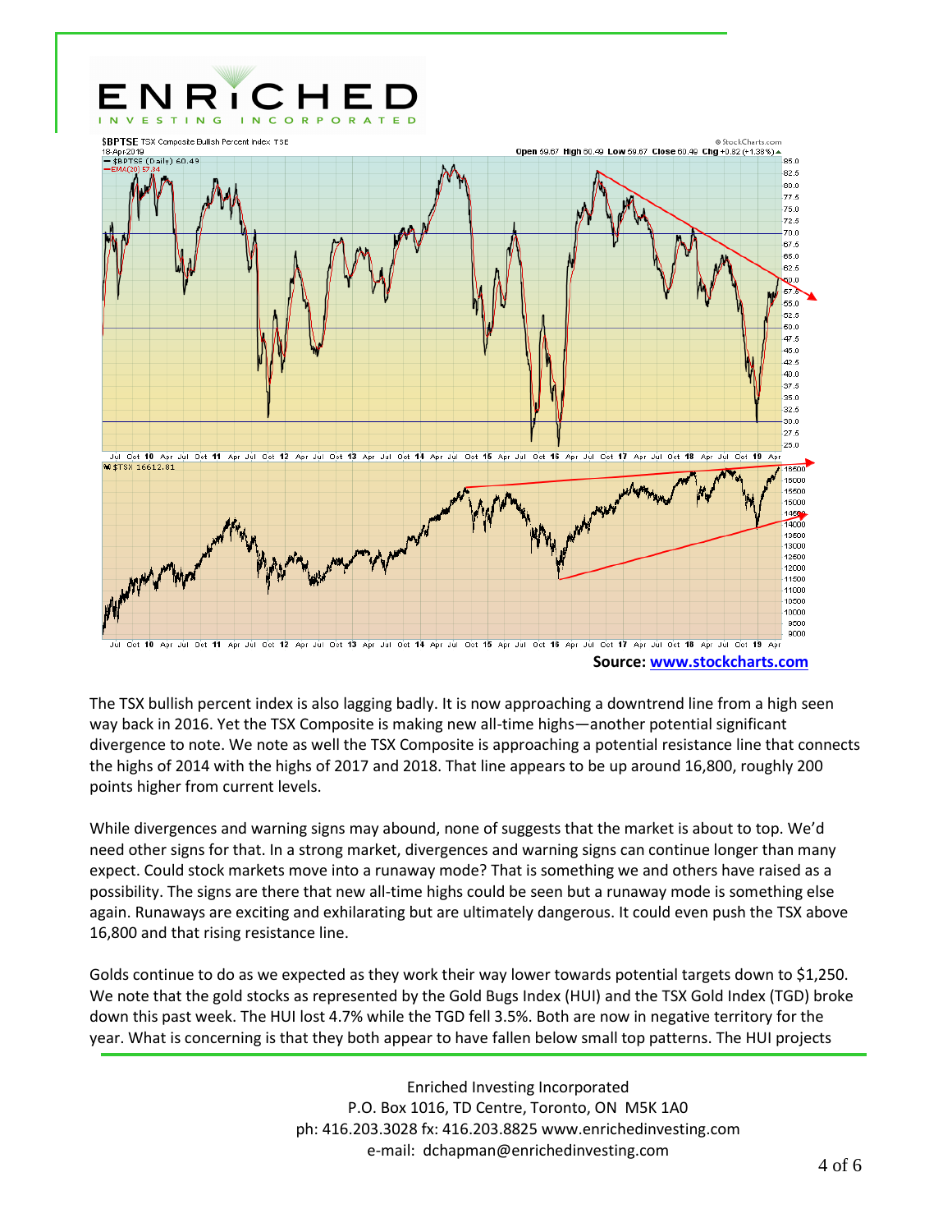Source: www.stockcharts.com

The TSX bullish percent index is also lagging badly. It is now approaching a downtrend line from a high seen way back in 2016. Yet the TSX Composite is making new all-time highs—another potential significant divergence to note. We note as well the TSX Composite is approaching a potential resistance line that connects the highs of 2014 with the highs of 2017 and 2018. That line appears to be up around 16,800, roughly 200 points higher from current levels.

While divergences and warning signs may abound, none of suggests that the market is about to top. We'd need other signs for that. In a strong market, divergences and warning signs can continue longer than many expect. Could stock markets move into a runaway mode? That is something we and others have raised as a possibility. The signs are there that new all-time highs could be seen but a runaway mode is something else again. Runaways are exciting and exhilarating but are ultimately dangerous. It could even push the TSX above 16,800 and that rising resistance line.

Golds continue to do as we expected as they work their way lower towards potential targets down to $1,250. We note that the gold stocks as represented by the Gold Bugs Index (HUI) and the TSX Gold Index (TGD) broke down this past week. The HUI lost 4.7% while the TGD fell 3.5%. Both are now in negative territory for the year. What is concerning is that they both appear to have fallen below small top patterns. The HUI projects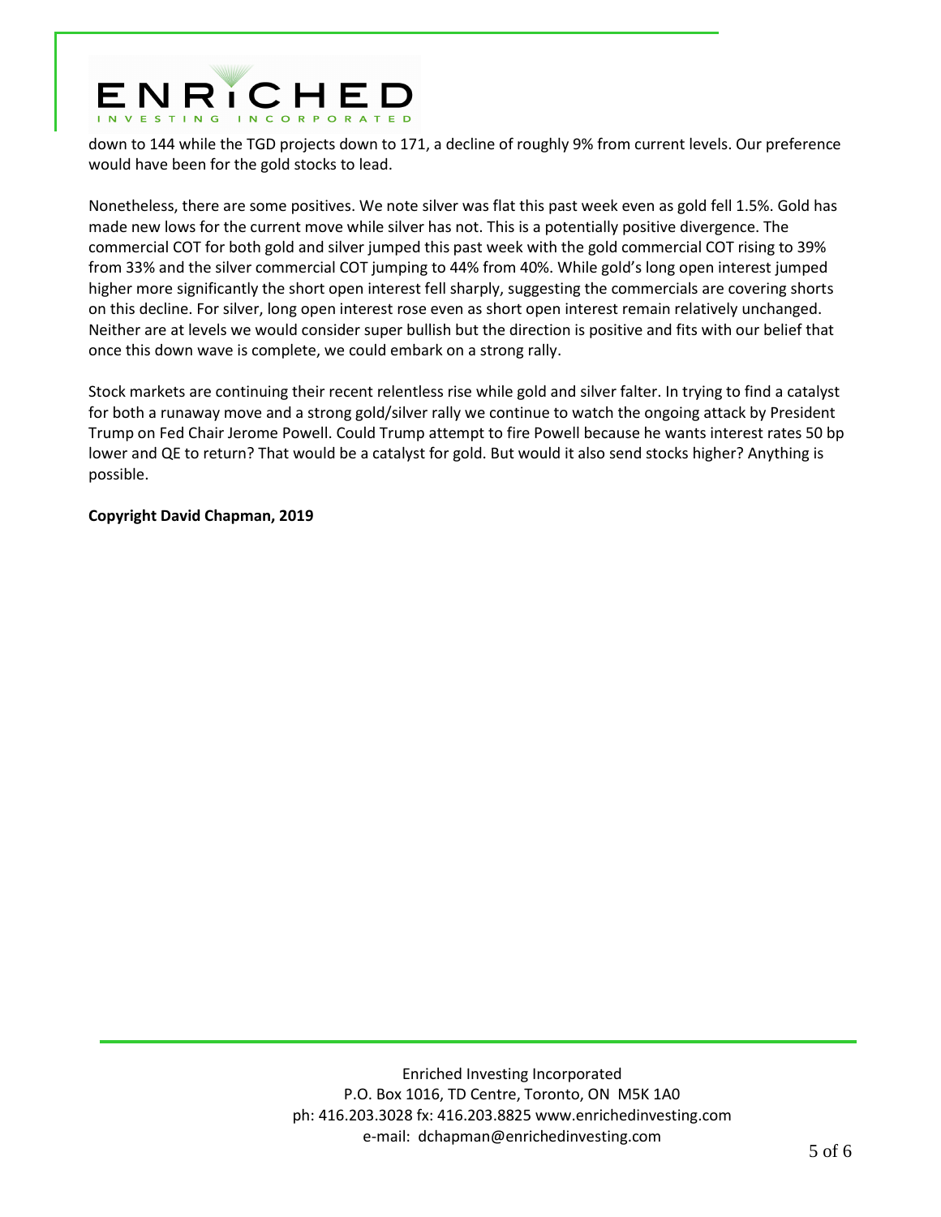down to 144 while the TGD projects down to 171, a decline of roughly 9% from current levels. Our preference would have been for the gold stocks to lead.

Nonetheless, there are some positives. We note silver was flat this past week even as gold fell 1.5%. Gold has made new lows for the current move while silver has not. This is a potentially positive divergence. The commercial COT for both gold and silver jumped this past week with the gold commercial COT rising to 39% from 33% and the silver commercial COT jumping to 44% from 40%. While gold's long open interest jumped higher more significantly the short open interest fell sharply, suggesting the commercials are covering shorts on this decline. For silver, long open interest rose even as short open interest remain relatively unchanged. Neither are at levels we would consider super bullish but the direction is positive and fits with our belief that once this down wave is complete, we could embark on a strong rally.

Stock markets are continuing their recent relentless rise while gold and silver falter. In trying to find a catalyst for both a runaway move and a strong gold/silver rally we continue to watch the ongoing attack by President Trump on Fed Chair Jerome Powell. Could Trump attempt to fire Powell because he wants interest rates 50 bp lower and QE to return? That would be a catalyst for gold. But would it also send stocks higher? Anything is possible.

**Copyright David Chapman, 2019**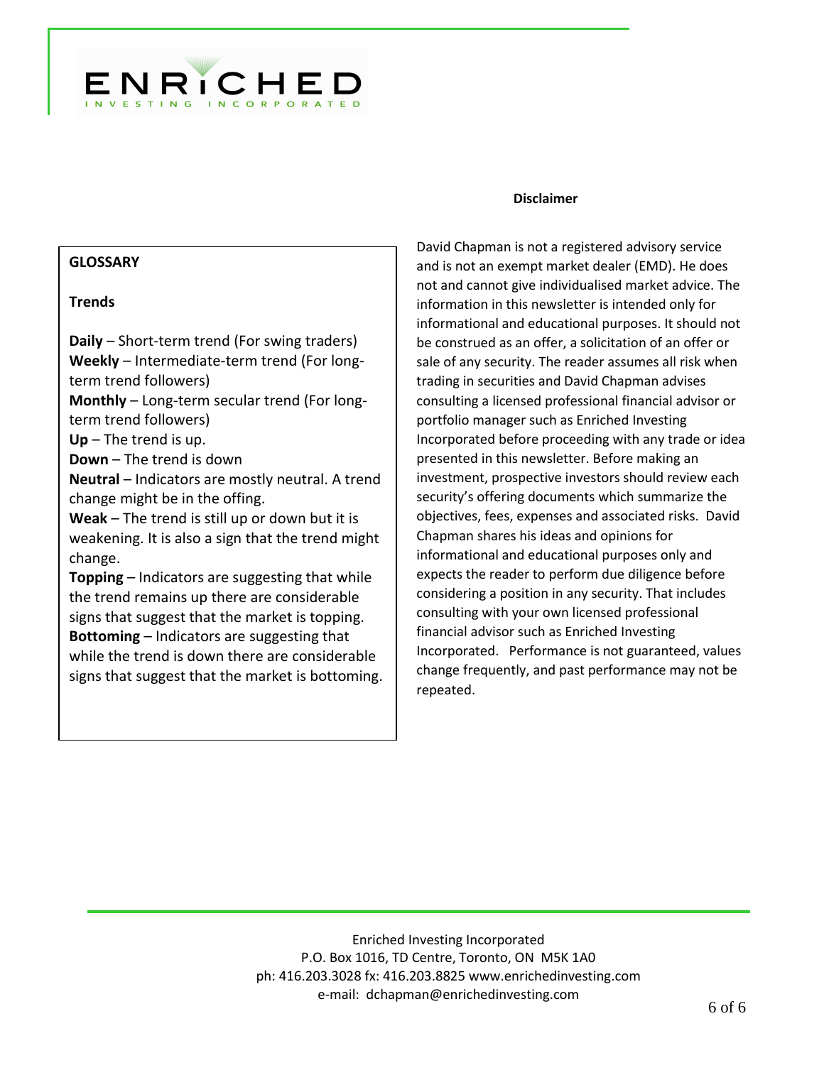ENRICHED INVESTING INCORPORATED

## GLOSSARY

### Trends

**Daily** – Short-term trend (For swing traders)
**Weekly** – Intermediate-term trend (For long-term trend followers)
**Monthly** – Long-term secular trend (For long-term trend followers)
**Up** – The trend is up.
**Down** – The trend is down
**Neutral** – Indicators are mostly neutral. A trend change might be in the offing.
**Weak** – The trend is still up or down but it is weakening. It is also a sign that the trend might change.
**Topping** – Indicators are suggesting that while the trend remains up there are considerable signs that suggest that the market is topping.
**Bottoming** – Indicators are suggesting that while the trend is down there are considerable signs that suggest that the market is bottoming.

## Disclaimer

David Chapman is not a registered advisory service and is not an exempt market dealer (EMD). He does not and cannot give individualised market advice. The information in this newsletter is intended only for informational and educational purposes. It should not be construed as an offer, a solicitation of an offer or sale of any security. The reader assumes all risk when trading in securities and David Chapman advises consulting a licensed professional financial advisor or portfolio manager such as Enriched Investing Incorporated before proceeding with any trade or idea presented in this newsletter. Before making an investment, prospective investors should review each security's offering documents which summarize the objectives, fees, expenses and associated risks. David Chapman shares his ideas and opinions for informational and educational purposes only and expects the reader to perform due diligence before considering a position in any security. That includes consulting with your own licensed professional financial advisor such as Enriched Investing Incorporated. Performance is not guaranteed, values change frequently, and past performance may not be repeated.

Enriched Investing Incorporated
P.O. Box 1016, TD Centre, Toronto, ON M5K 1A0
ph: 416.203.3028 fx: 416.203.8825 www.enrichedinvesting.com
e-mail: dchapman@enrichedinvesting.com